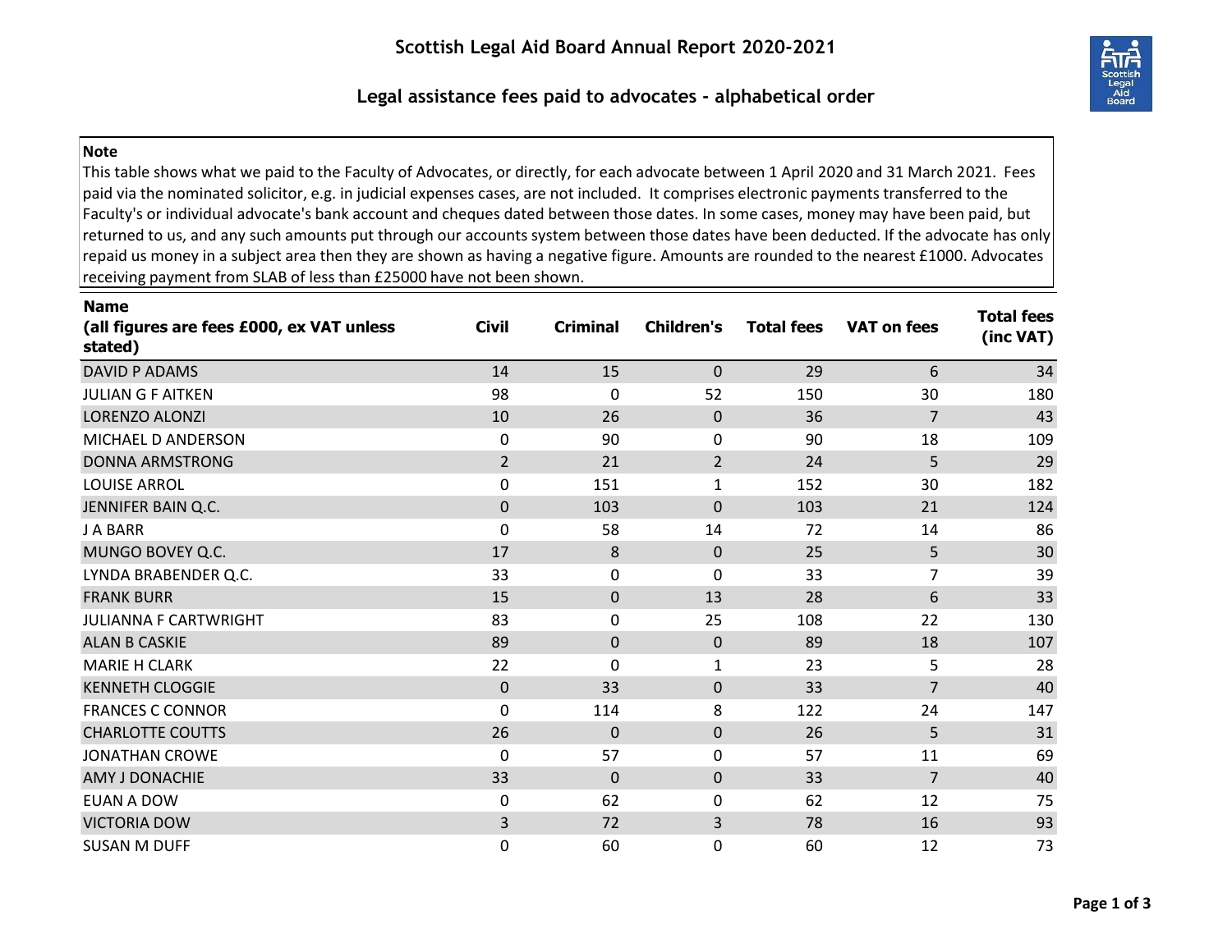# Scottish Legal Aid Board Annual Report 2020-2021

## Legal assistance fees paid to advocates - alphabetical order

**Note**

This table shows what we paid to the Faculty of Advocates, or directly, for each advocate between 1 April 2020 and 31 March 2021. Fees paid via the nominated solicitor, e.g. in judicial expenses cases, are not included. It comprises electronic payments transferred to the Faculty's or individual advocate's bank account and cheques dated between those dates. In some cases, money may have been paid, but returned to us, and any such amounts put through our accounts system between those dates have been deducted. If the advocate has only repaid us money in a subject area then they are shown as having a negative figure. Amounts are rounded to the nearest £1000. Advocates receiving payment from SLAB of less than £25000 have not been shown.

| Name (all figures are fees £000, ex VAT unless stated) | Civil | Criminal | Children's | Total fees | VAT on fees | Total fees (inc VAT) |
|---|---|---|---|---|---|---|
| DAVID P ADAMS | 14 | 15 | 0 | 29 | 6 | 34 |
| JULIAN G F AITKEN | 98 | 0 | 52 | 150 | 30 | 180 |
| LORENZO ALONZI | 10 | 26 | 0 | 36 | 7 | 43 |
| MICHAEL D ANDERSON | 0 | 90 | 0 | 90 | 18 | 109 |
| DONNA ARMSTRONG | 2 | 21 | 2 | 24 | 5 | 29 |
| LOUISE ARROL | 0 | 151 | 1 | 152 | 30 | 182 |
| JENNIFER BAIN Q.C. | 0 | 103 | 0 | 103 | 21 | 124 |
| J A BARR | 0 | 58 | 14 | 72 | 14 | 86 |
| MUNGO BOVEY Q.C. | 17 | 8 | 0 | 25 | 5 | 30 |
| LYNDA BRABENDER Q.C. | 33 | 0 | 0 | 33 | 7 | 39 |
| FRANK BURR | 15 | 0 | 13 | 28 | 6 | 33 |
| JULIANNA F CARTWRIGHT | 83 | 0 | 25 | 108 | 22 | 130 |
| ALAN B CASKIE | 89 | 0 | 0 | 89 | 18 | 107 |
| MARIE H CLARK | 22 | 0 | 1 | 23 | 5 | 28 |
| KENNETH CLOGGIE | 0 | 33 | 0 | 33 | 7 | 40 |
| FRANCES C CONNOR | 0 | 114 | 8 | 122 | 24 | 147 |
| CHARLOTTE COUTTS | 26 | 0 | 0 | 26 | 5 | 31 |
| JONATHAN CROWE | 0 | 57 | 0 | 57 | 11 | 69 |
| AMY J DONACHIE | 33 | 0 | 0 | 33 | 7 | 40 |
| EUAN A DOW | 0 | 62 | 0 | 62 | 12 | 75 |
| VICTORIA DOW | 3 | 72 | 3 | 78 | 16 | 93 |
| SUSAN M DUFF | 0 | 60 | 0 | 60 | 12 | 73 |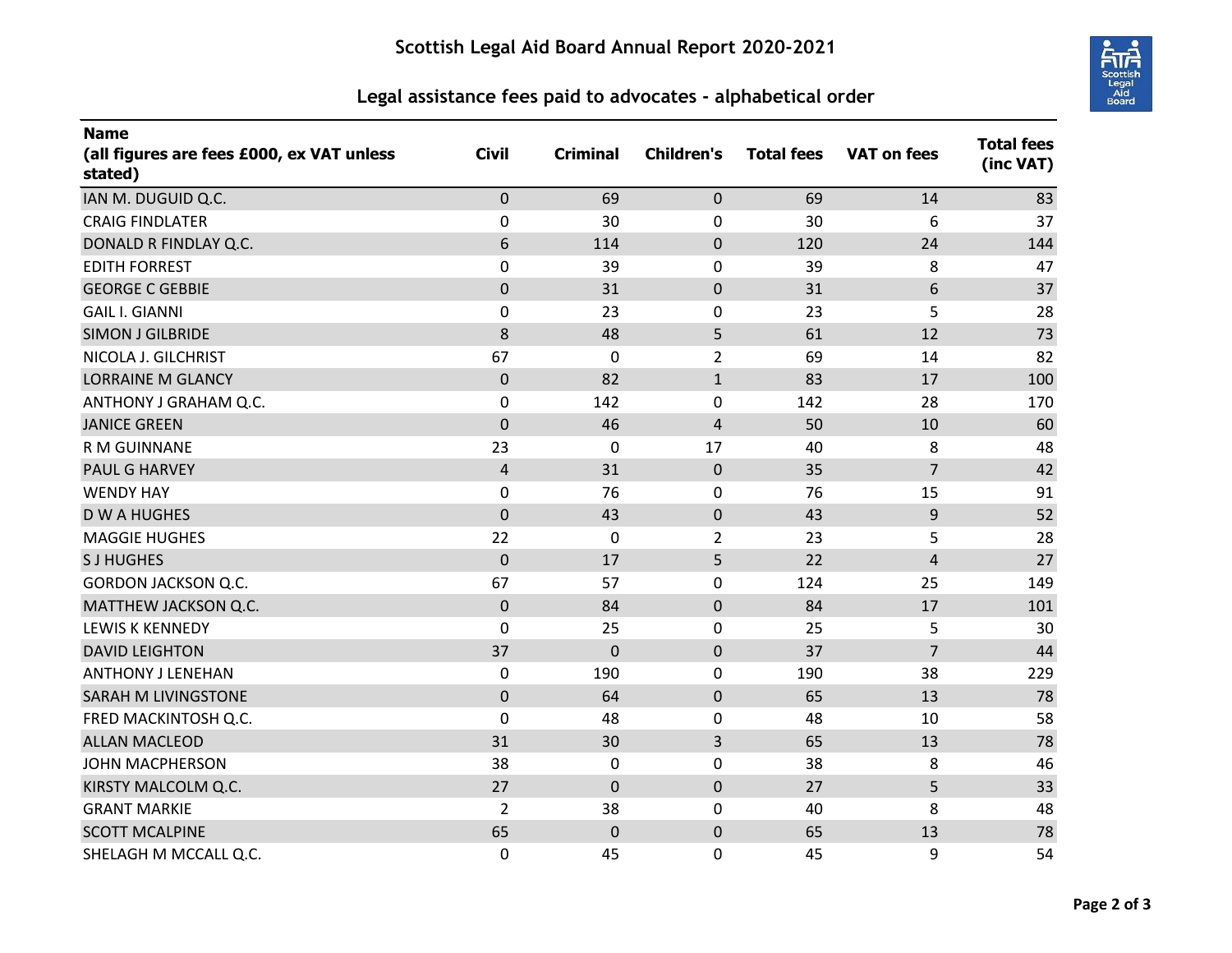# Scottish Legal Aid Board Annual Report 2020-2021

## Legal assistance fees paid to advocates - alphabetical order

| Name<br>(all figures are fees £000, ex VAT unless stated) | Civil | Criminal | Children's | Total fees | VAT on fees | Total fees (inc VAT) |
|---|---|---|---|---|---|---|
| IAN M. DUGUID Q.C. | 0 | 69 | 0 | 69 | 14 | 83 |
| CRAIG FINDLATER | 0 | 30 | 0 | 30 | 6 | 37 |
| DONALD R FINDLAY Q.C. | 6 | 114 | 0 | 120 | 24 | 144 |
| EDITH FORREST | 0 | 39 | 0 | 39 | 8 | 47 |
| GEORGE C GEBBIE | 0 | 31 | 0 | 31 | 6 | 37 |
| GAIL I. GIANNI | 0 | 23 | 0 | 23 | 5 | 28 |
| SIMON J GILBRIDE | 8 | 48 | 5 | 61 | 12 | 73 |
| NICOLA J. GILCHRIST | 67 | 0 | 2 | 69 | 14 | 82 |
| LORRAINE M GLANCY | 0 | 82 | 1 | 83 | 17 | 100 |
| ANTHONY J GRAHAM Q.C. | 0 | 142 | 0 | 142 | 28 | 170 |
| JANICE GREEN | 0 | 46 | 4 | 50 | 10 | 60 |
| R M GUINNANE | 23 | 0 | 17 | 40 | 8 | 48 |
| PAUL G HARVEY | 4 | 31 | 0 | 35 | 7 | 42 |
| WENDY HAY | 0 | 76 | 0 | 76 | 15 | 91 |
| D W A HUGHES | 0 | 43 | 0 | 43 | 9 | 52 |
| MAGGIE HUGHES | 22 | 0 | 2 | 23 | 5 | 28 |
| S J HUGHES | 0 | 17 | 5 | 22 | 4 | 27 |
| GORDON JACKSON Q.C. | 67 | 57 | 0 | 124 | 25 | 149 |
| MATTHEW JACKSON Q.C. | 0 | 84 | 0 | 84 | 17 | 101 |
| LEWIS K KENNEDY | 0 | 25 | 0 | 25 | 5 | 30 |
| DAVID LEIGHTON | 37 | 0 | 0 | 37 | 7 | 44 |
| ANTHONY J LENEHAN | 0 | 190 | 0 | 190 | 38 | 229 |
| SARAH M LIVINGSTONE | 0 | 64 | 0 | 65 | 13 | 78 |
| FRED MACKINTOSH Q.C. | 0 | 48 | 0 | 48 | 10 | 58 |
| ALLAN MACLEOD | 31 | 30 | 3 | 65 | 13 | 78 |
| JOHN MACPHERSON | 38 | 0 | 0 | 38 | 8 | 46 |
| KIRSTY MALCOLM Q.C. | 27 | 0 | 0 | 27 | 5 | 33 |
| GRANT MARKIE | 2 | 38 | 0 | 40 | 8 | 48 |
| SCOTT MCALPINE | 65 | 0 | 0 | 65 | 13 | 78 |
| SHELAGH M MCCALL Q.C. | 0 | 45 | 0 | 45 | 9 | 54 |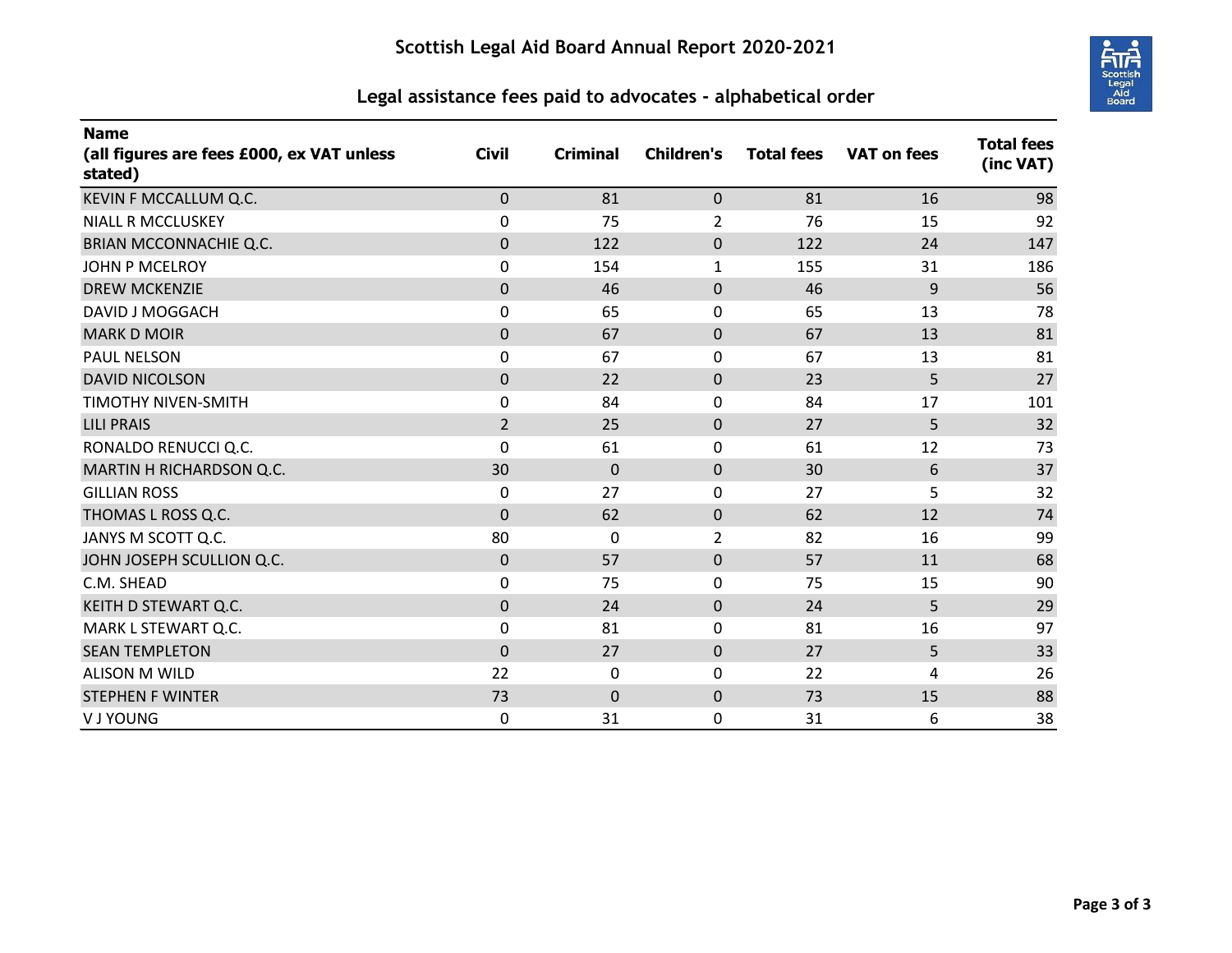## Scottish Legal Aid Board Annual Report 2020-2021

### Legal assistance fees paid to advocates - alphabetical order

| Name (all figures are fees £000, ex VAT unless stated) | Civil | Criminal | Children's | Total fees | VAT on fees | Total fees (inc VAT) |
|---|---|---|---|---|---|---|
| KEVIN F MCCALLUM Q.C. | 0 | 81 | 0 | 81 | 16 | 98 |
| NIALL R MCCLUSKEY | 0 | 75 | 2 | 76 | 15 | 92 |
| BRIAN MCCONNACHIE Q.C. | 0 | 122 | 0 | 122 | 24 | 147 |
| JOHN P MCELROY | 0 | 154 | 1 | 155 | 31 | 186 |
| DREW MCKENZIE | 0 | 46 | 0 | 46 | 9 | 56 |
| DAVID J MOGGACH | 0 | 65 | 0 | 65 | 13 | 78 |
| MARK D MOIR | 0 | 67 | 0 | 67 | 13 | 81 |
| PAUL NELSON | 0 | 67 | 0 | 67 | 13 | 81 |
| DAVID NICOLSON | 0 | 22 | 0 | 23 | 5 | 27 |
| TIMOTHY NIVEN-SMITH | 0 | 84 | 0 | 84 | 17 | 101 |
| LILI PRAIS | 2 | 25 | 0 | 27 | 5 | 32 |
| RONALDO RENUCCI Q.C. | 0 | 61 | 0 | 61 | 12 | 73 |
| MARTIN H RICHARDSON Q.C. | 30 | 0 | 0 | 30 | 6 | 37 |
| GILLIAN ROSS | 0 | 27 | 0 | 27 | 5 | 32 |
| THOMAS L ROSS Q.C. | 0 | 62 | 0 | 62 | 12 | 74 |
| JANYS M SCOTT Q.C. | 80 | 0 | 2 | 82 | 16 | 99 |
| JOHN JOSEPH SCULLION Q.C. | 0 | 57 | 0 | 57 | 11 | 68 |
| C.M. SHEAD | 0 | 75 | 0 | 75 | 15 | 90 |
| KEITH D STEWART Q.C. | 0 | 24 | 0 | 24 | 5 | 29 |
| MARK L STEWART Q.C. | 0 | 81 | 0 | 81 | 16 | 97 |
| SEAN TEMPLETON | 0 | 27 | 0 | 27 | 5 | 33 |
| ALISON M WILD | 22 | 0 | 0 | 22 | 4 | 26 |
| STEPHEN F WINTER | 73 | 0 | 0 | 73 | 15 | 88 |
| V J YOUNG | 0 | 31 | 0 | 31 | 6 | 38 |